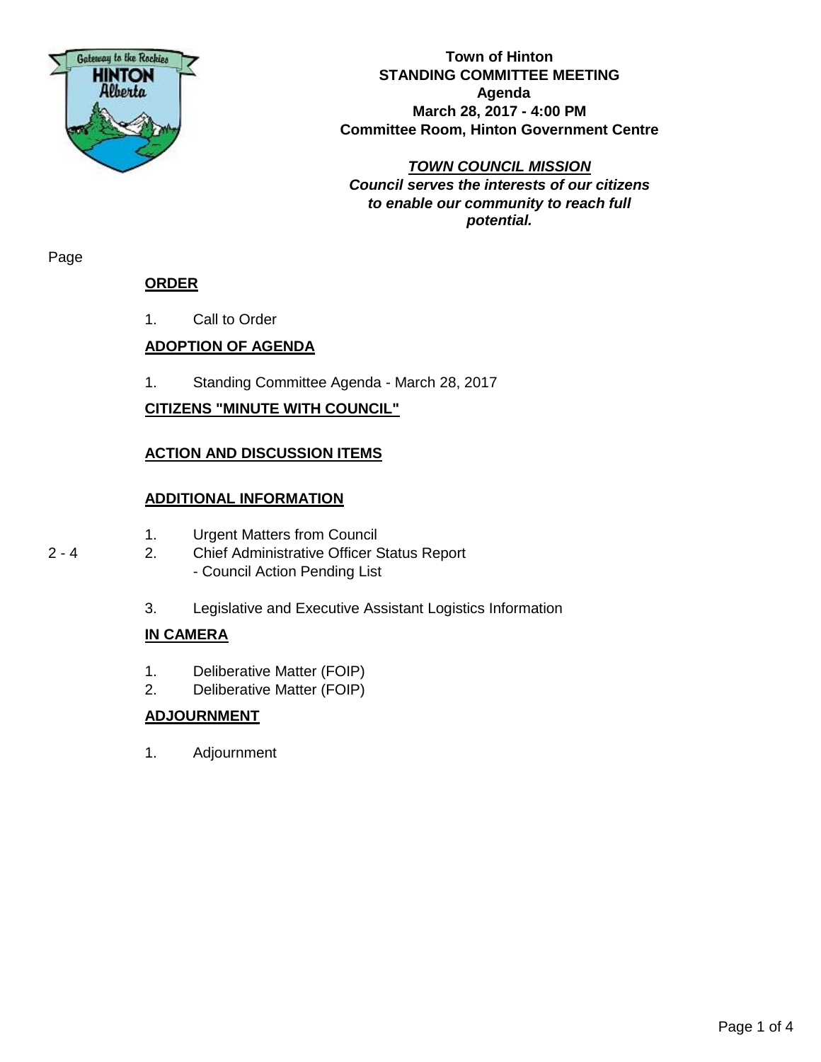**Town of Hinton**
**STANDING COMMITTEE MEETING**
**Agenda**
**March 28, 2017 - 4:00 PM**
**Committee Room, Hinton Government Centre**

***TOWN COUNCIL MISSION***
***Council serves the interests of our citizens to enable our community to reach full potential.***

Page

## ORDER

1. Call to Order

## ADOPTION OF AGENDA

1. Standing Committee Agenda - March 28, 2017

## CITIZENS "MINUTE WITH COUNCIL"

## ACTION AND DISCUSSION ITEMS

## ADDITIONAL INFORMATION

1. Urgent Matters from Council

2 - 4 &nbsp;&nbsp; 2. Chief Administrative Officer Status Report
   - Council Action Pending List

3. Legislative and Executive Assistant Logistics Information

## IN CAMERA

1. Deliberative Matter (FOIP)
2. Deliberative Matter (FOIP)

## ADJOURNMENT

1. Adjournment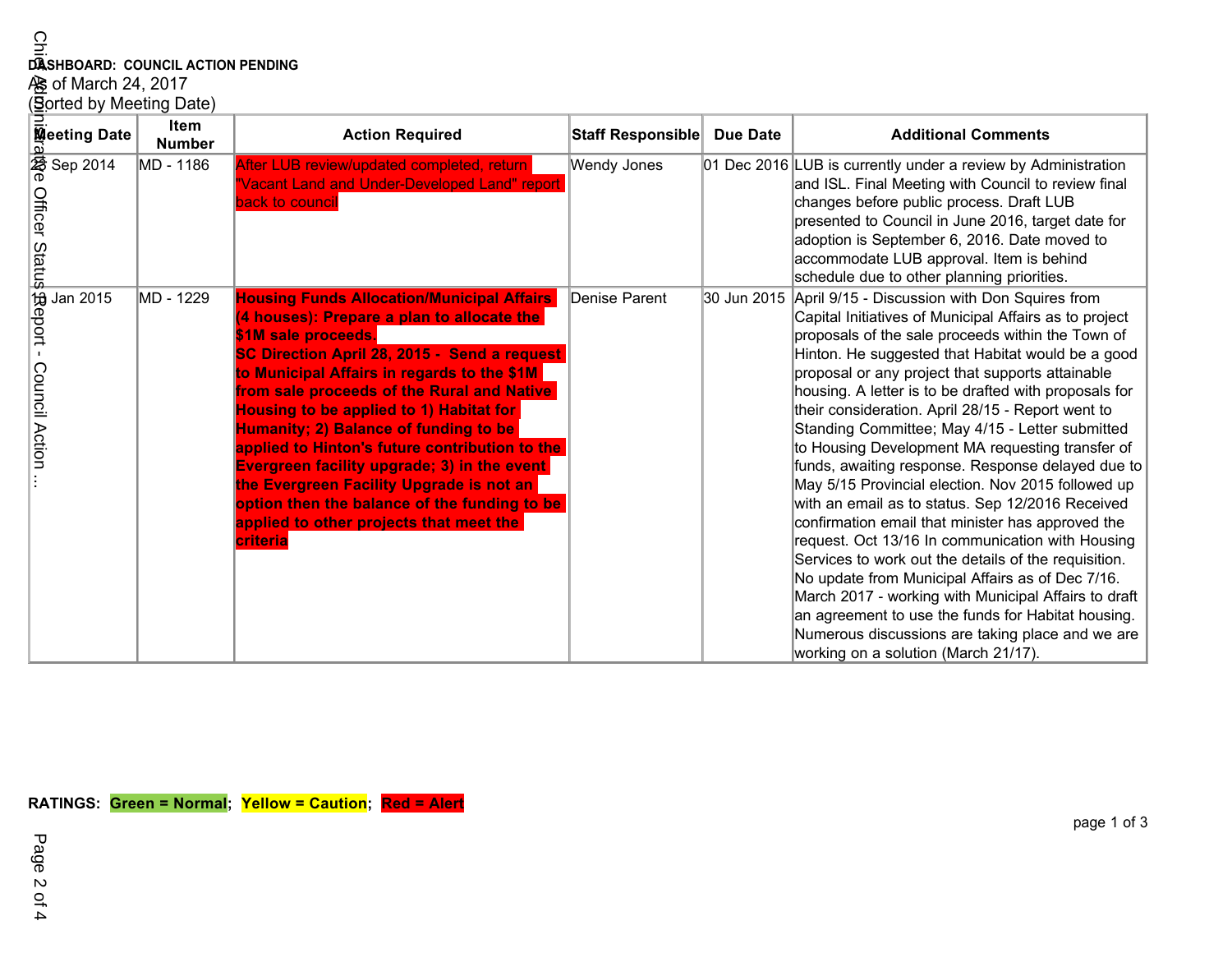**DASHBOARD: COUNCIL ACTION PENDING**

As of March 24, 2017

(Sorted by Meeting Date)

| Meeting Date | Item Number | Action Required | Staff Responsible | Due Date | Additional Comments |
|---|---|---|---|---|---|
| 23 Sep 2014 | MD - 1186 | After LUB review/updated completed, return "Vacant Land and Under-Developed Land" report back to council | Wendy Jones | 01 Dec 2016 | LUB is currently under a review by Administration and ISL. Final Meeting with Council to review final changes before public process. Draft LUB presented to Council in June 2016, target date for adoption is September 6, 2016. Date moved to accommodate LUB approval. Item is behind schedule due to other planning priorities. |
| 13 Jan 2015 | MD - 1229 | **Housing Funds Allocation/Municipal Affairs (4 houses): Prepare a plan to allocate the $1M sale proceeds. SC Direction April 28, 2015 - Send a request to Municipal Affairs in regards to the $1M from sale proceeds of the Rural and Native Housing to be applied to 1) Habitat for Humanity; 2) Balance of funding to be applied to Hinton's future contribution to the Evergreen facility upgrade; 3) in the event the Evergreen Facility Upgrade is not an option then the balance of the funding to be applied to other projects that meet the criteria** | Denise Parent | 30 Jun 2015 | April 9/15 - Discussion with Don Squires from Capital Initiatives of Municipal Affairs as to project proposals of the sale proceeds within the Town of Hinton. He suggested that Habitat would be a good proposal or any project that supports attainable housing. A letter is to be drafted with proposals for their consideration. April 28/15 - Report went to Standing Committee; May 4/15 - Letter submitted to Housing Development MA requesting transfer of funds, awaiting response. Response delayed due to May 5/15 Provincial election. Nov 2015 followed up with an email as to status. Sep 12/2016 Received confirmation email that minister has approved the request. Oct 13/16 In communication with Housing Services to work out the details of the requisition. No update from Municipal Affairs as of Dec 7/16. March 2017 - working with Municipal Affairs to draft an agreement to use the funds for Habitat housing. Numerous discussions are taking place and we are working on a solution (March 21/17). |

**RATINGS: Green = Normal; Yellow = Caution; Red = Alert**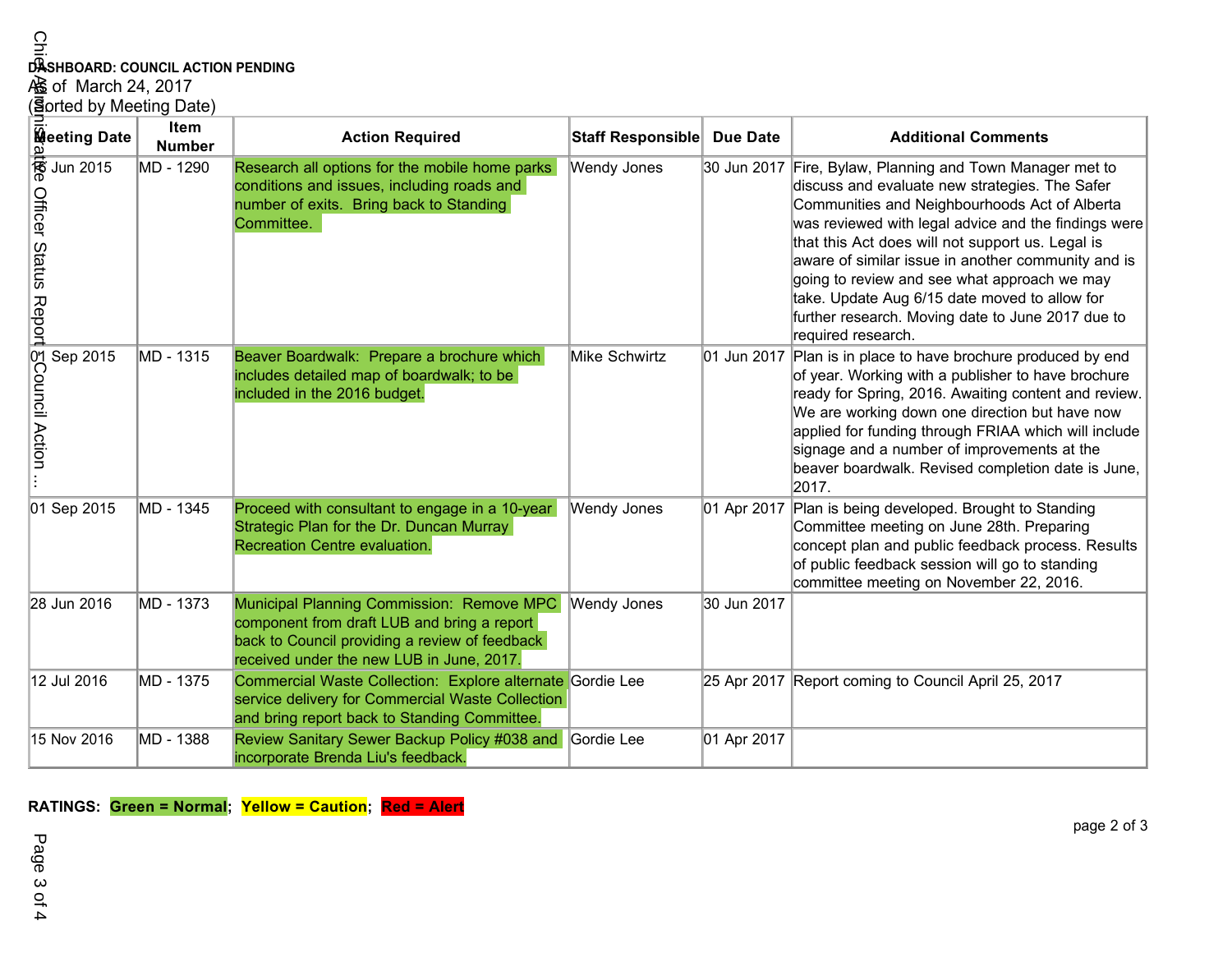**DASHBOARD: COUNCIL ACTION PENDING**

As of March 24, 2017

(Sorted by Meeting Date)

| Meeting Date | Item Number | Action Required | Staff Responsible | Due Date | Additional Comments |
|---|---|---|---|---|---|
| 16 Jun 2015 | MD - 1290 | Research all options for the mobile home parks conditions and issues, including roads and number of exits. Bring back to Standing Committee. | Wendy Jones | 30 Jun 2017 | Fire, Bylaw, Planning and Town Manager met to discuss and evaluate new strategies. The Safer Communities and Neighbourhoods Act of Alberta was reviewed with legal advice and the findings were that this Act does will not support us. Legal is aware of similar issue in another community and is going to review and see what approach we may take. Update Aug 6/15 date moved to allow for further research. Moving date to June 2017 due to required research. |
| 01 Sep 2015 | MD - 1315 | Beaver Boardwalk: Prepare a brochure which includes detailed map of boardwalk; to be included in the 2016 budget. | Mike Schwirtz | 01 Jun 2017 | Plan is in place to have brochure produced by end of year. Working with a publisher to have brochure ready for Spring, 2016. Awaiting content and review. We are working down one direction but have now applied for funding through FRIAA which will include signage and a number of improvements at the beaver boardwalk. Revised completion date is June, 2017. |
| 01 Sep 2015 | MD - 1345 | Proceed with consultant to engage in a 10-year Strategic Plan for the Dr. Duncan Murray Recreation Centre evaluation. | Wendy Jones | 01 Apr 2017 | Plan is being developed. Brought to Standing Committee meeting on June 28th. Preparing concept plan and public feedback process. Results of public feedback session will go to standing committee meeting on November 22, 2016. |
| 28 Jun 2016 | MD - 1373 | Municipal Planning Commission: Remove MPC component from draft LUB and bring a report back to Council providing a review of feedback received under the new LUB in June, 2017. | Wendy Jones | 30 Jun 2017 | |
| 12 Jul 2016 | MD - 1375 | Commercial Waste Collection: Explore alternate service delivery for Commercial Waste Collection and bring report back to Standing Committee. | Gordie Lee | 25 Apr 2017 | Report coming to Council April 25, 2017 |
| 15 Nov 2016 | MD - 1388 | Review Sanitary Sewer Backup Policy #038 and incorporate Brenda Liu's feedback. | Gordie Lee | 01 Apr 2017 | |

**RATINGS: Green = Normal; Yellow = Caution; Red = Alert**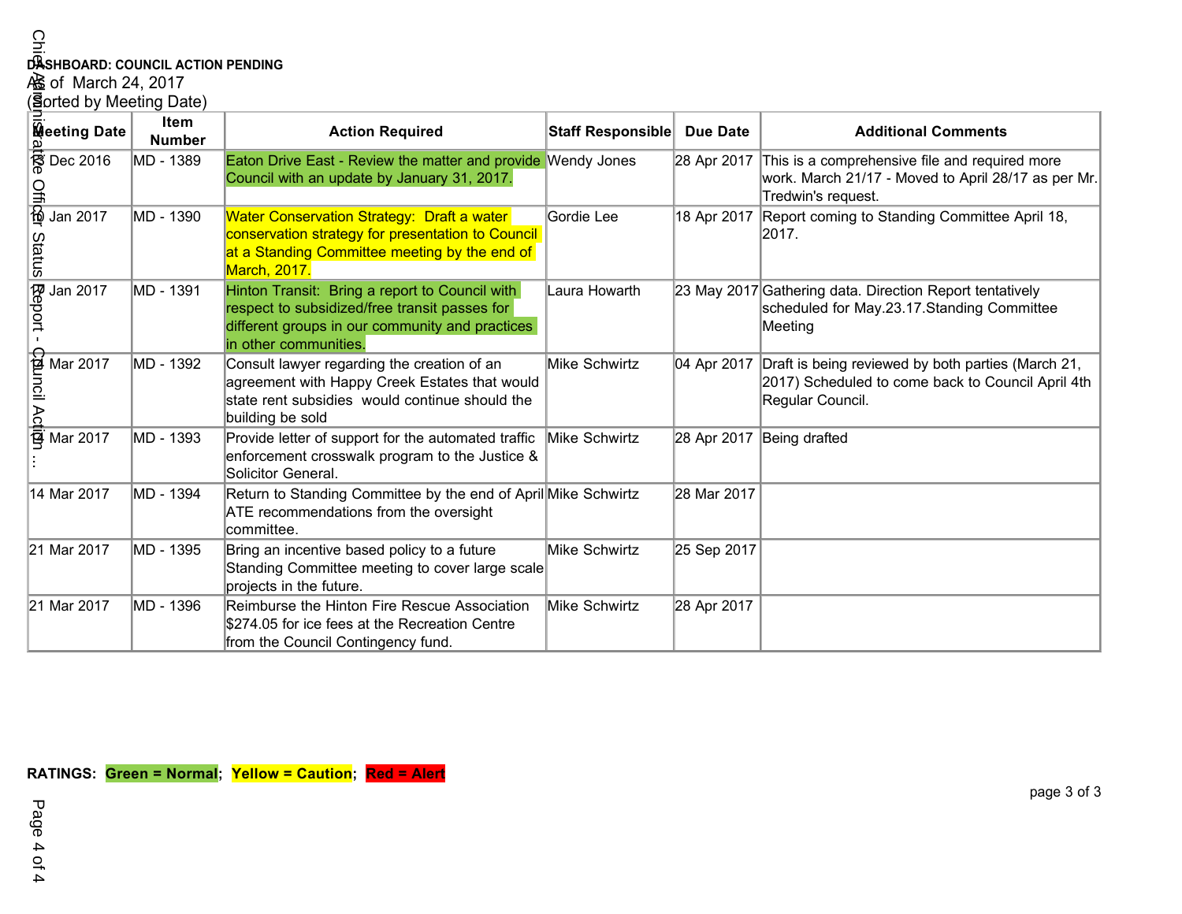**DASHBOARD: COUNCIL ACTION PENDING**

As of March 24, 2017

(Sorted by Meeting Date)

| Meeting Date | Item Number | Action Required | Staff Responsible | Due Date | Additional Comments |
|---|---|---|---|---|---|
| 13 Dec 2016 | MD - 1389 | Eaton Drive East - Review the matter and provide Council with an update by January 31, 2017. | Wendy Jones | 28 Apr 2017 | This is a comprehensive file and required more work. March 21/17 - Moved to April 28/17 as per Mr. Tredwin's request. |
| 10 Jan 2017 | MD - 1390 | Water Conservation Strategy: Draft a water conservation strategy for presentation to Council at a Standing Committee meeting by the end of March, 2017. | Gordie Lee | 18 Apr 2017 | Report coming to Standing Committee April 18, 2017. |
| 17 Jan 2017 | MD - 1391 | Hinton Transit: Bring a report to Council with respect to subsidized/free transit passes for different groups in our community and practices in other communities. | Laura Howarth | 23 May 2017 | Gathering data. Direction Report tentatively scheduled for May.23.17.Standing Committee Meeting |
| 14 Mar 2017 | MD - 1392 | Consult lawyer regarding the creation of an agreement with Happy Creek Estates that would state rent subsidies would continue should the building be sold | Mike Schwirtz | 04 Apr 2017 | Draft is being reviewed by both parties (March 21, 2017) Scheduled to come back to Council April 4th Regular Council. |
| 14 Mar 2017 | MD - 1393 | Provide letter of support for the automated traffic enforcement crosswalk program to the Justice & Solicitor General. | Mike Schwirtz | 28 Apr 2017 | Being drafted |
| 14 Mar 2017 | MD - 1394 | Return to Standing Committee by the end of April ATE recommendations from the oversight committee. | Mike Schwirtz | 28 Mar 2017 | |
| 21 Mar 2017 | MD - 1395 | Bring an incentive based policy to a future Standing Committee meeting to cover large scale projects in the future. | Mike Schwirtz | 25 Sep 2017 | |
| 21 Mar 2017 | MD - 1396 | Reimburse the Hinton Fire Rescue Association $274.05 for ice fees at the Recreation Centre from the Council Contingency fund. | Mike Schwirtz | 28 Apr 2017 | |

**RATINGS: Green = Normal; Yellow = Caution; Red = Alert**